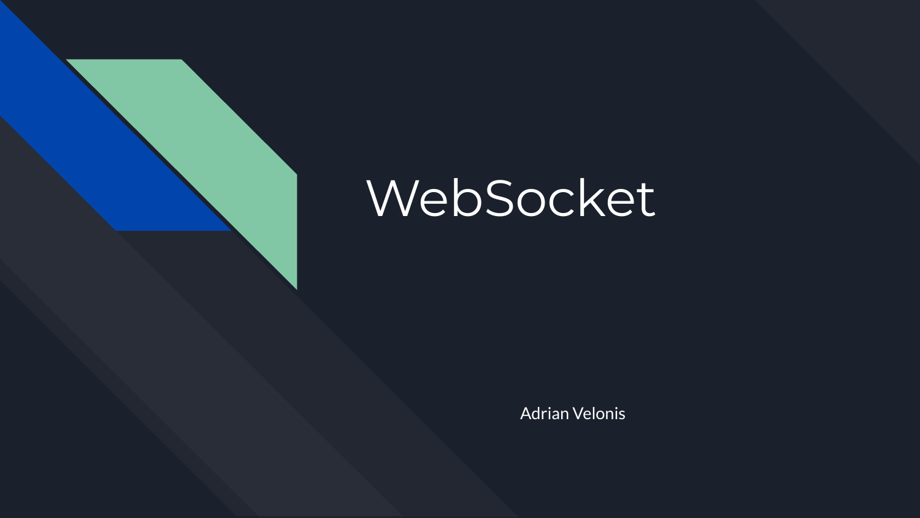# WebSocket

Adrian Velonis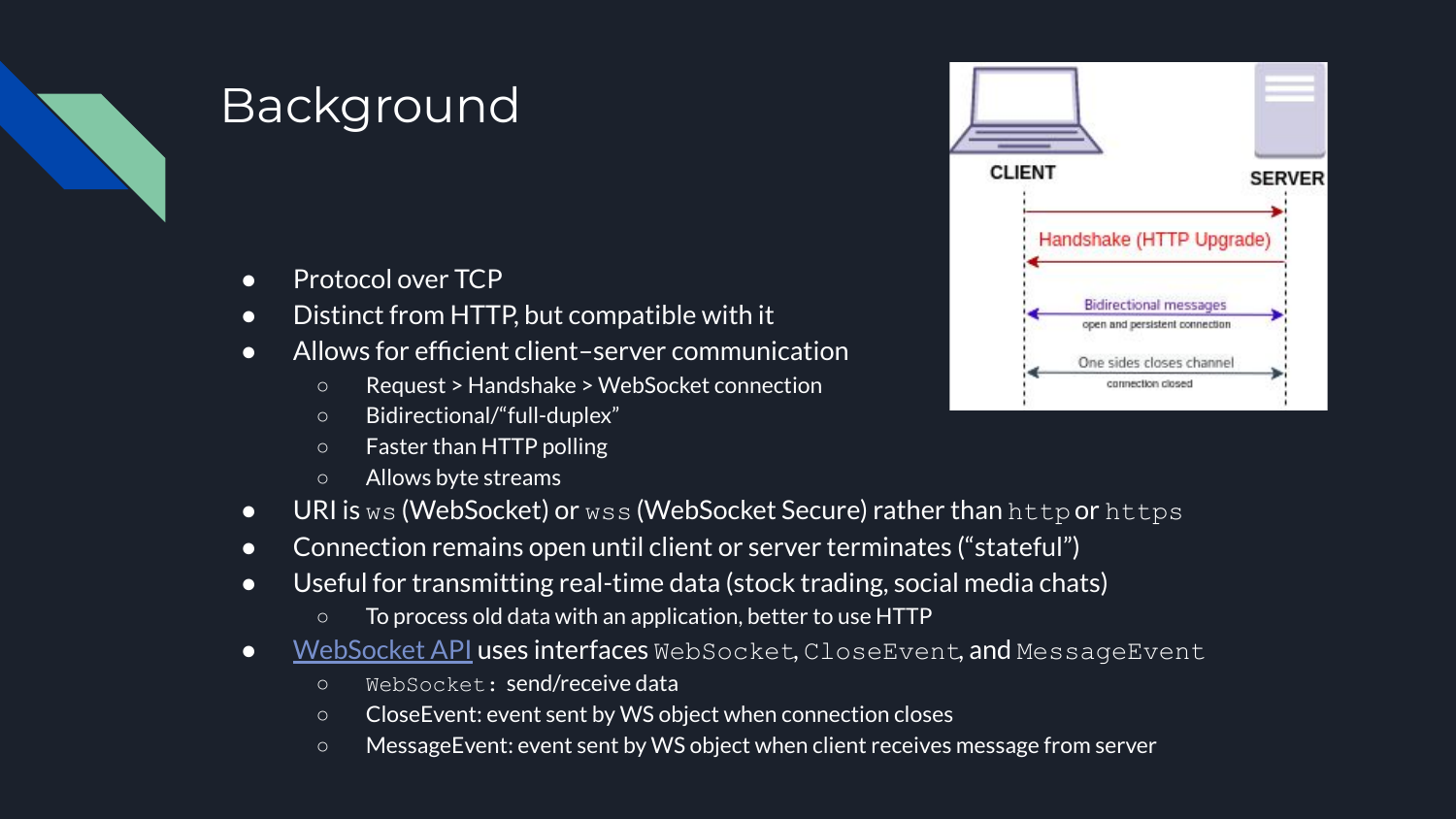# Background

- Protocol over TCP
- Distinct from HTTP, but compatible with it
- Allows for efficient client–server communication
  - Request > Handshake > WebSocket connection
  - Bidirectional/"full-duplex"
  - Faster than HTTP polling
  - Allows byte streams
- URI is `ws` (WebSocket) or `wss` (WebSocket Secure) rather than `http` or `https`
- Connection remains open until client or server terminates ("stateful")
- Useful for transmitting real-time data (stock trading, social media chats)
  - To process old data with an application, better to use HTTP
- [WebSocket API](#) uses interfaces `WebSocket`, `CloseEvent`, and `MessageEvent`
  - `WebSocket`: send/receive data
  - CloseEvent: event sent by WS object when connection closes
  - MessageEvent: event sent by WS object when client receives message from server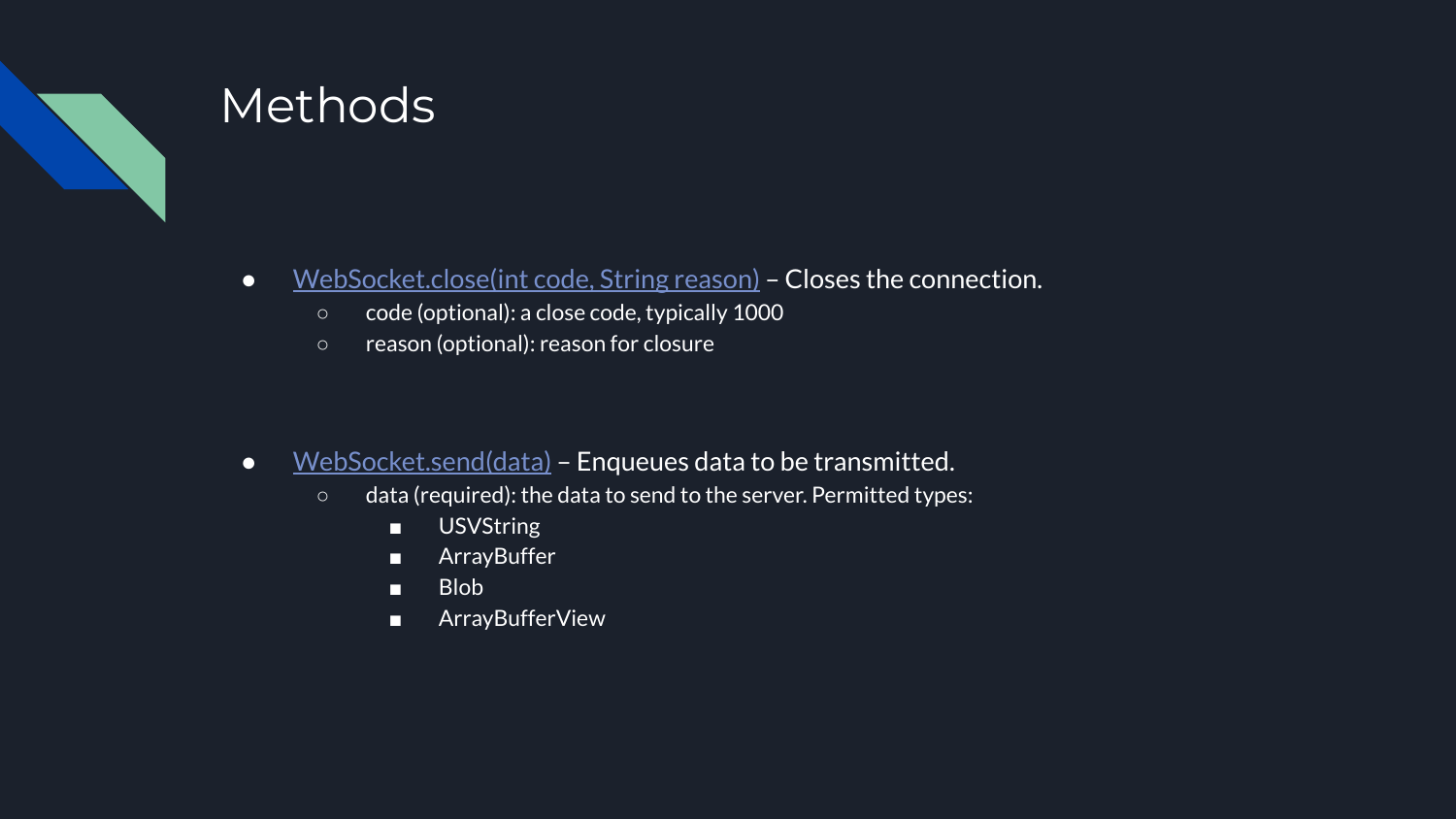# Methods

- WebSocket.close(int code, String reason) – Closes the connection.
  - code (optional): a close code, typically 1000
  - reason (optional): reason for closure

- WebSocket.send(data) – Enqueues data to be transmitted.
  - data (required): the data to send to the server. Permitted types:
    - USVString
    - ArrayBuffer
    - Blob
    - ArrayBufferView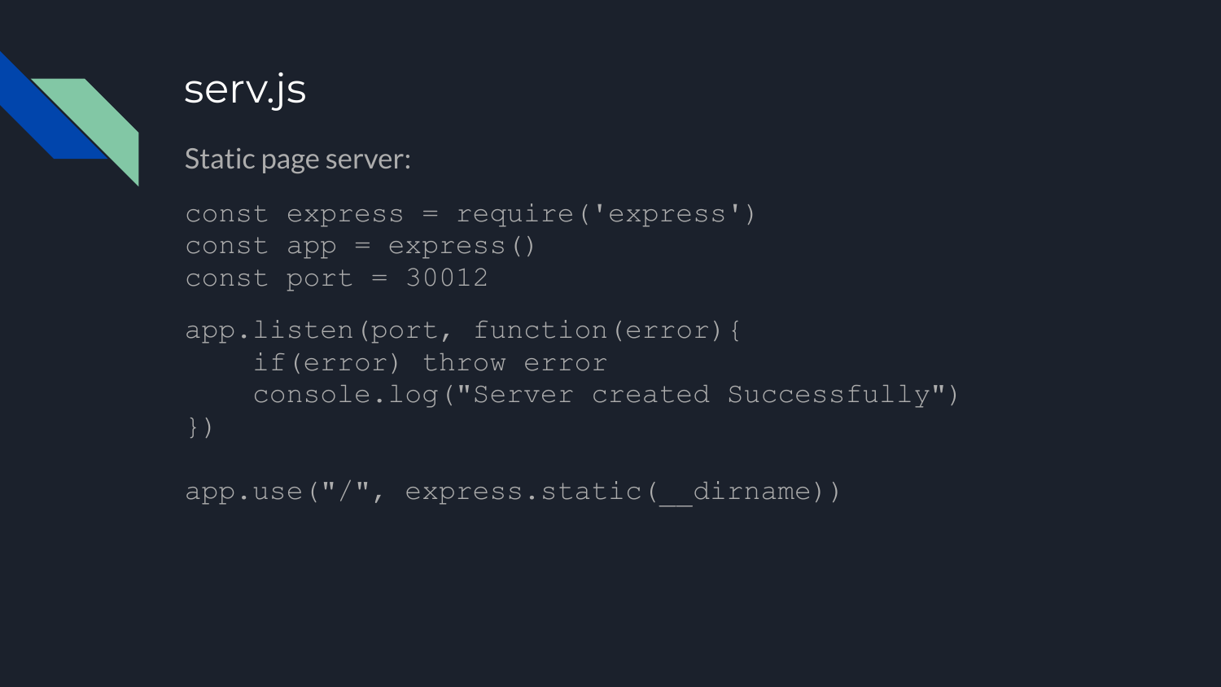# serv.js

Static page server:

```
const express = require('express')
const app = express()
const port = 30012

app.listen(port, function(error){
    if(error) throw error
    console.log("Server created Successfully")
})

app.use("/", express.static(__dirname))
```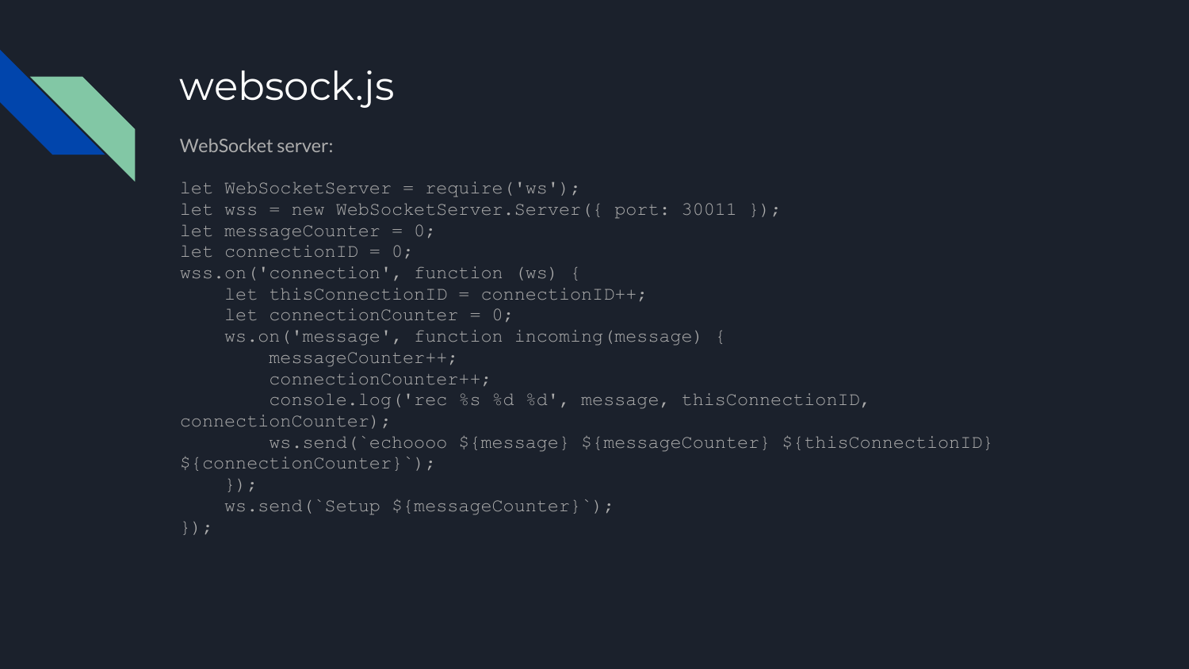# websock.js

WebSocket server:

```
let WebSocketServer = require('ws');
let wss = new WebSocketServer.Server({ port: 30011 });
let messageCounter = 0;
let connectionID = 0;
wss.on('connection', function (ws) {
    let thisConnectionID = connectionID++;
    let connectionCounter = 0;
    ws.on('message', function incoming(message) {
        messageCounter++;
        connectionCounter++;
        console.log('rec %s %d %d', message, thisConnectionID,
connectionCounter);
        ws.send(`echoooo ${message} ${messageCounter} ${thisConnectionID}
${connectionCounter}`);
    });
    ws.send(`Setup ${messageCounter}`);
});
```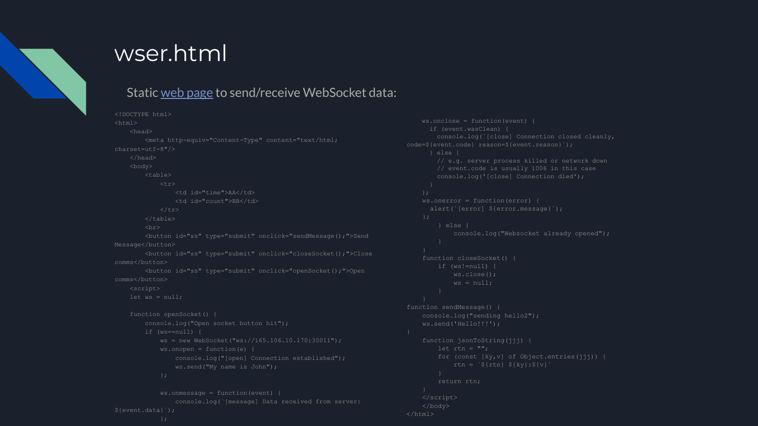# wser.html

Static web page to send/receive WebSocket data:

```
<!DOCTYPE html>
<html>
    <head>
        <meta http-equiv="Content-Type" content="text/html;
charset=utf-8"/>
    </head>
    <body>
        <table>
            <tr>
                <td id="time">AA</td>
                <td id="count">BB</td>
            </tr>
        </table>
        <br>
        <button id="ss" type="submit" onclick="sendMessage();">Send
Message</button>
        <button id="ss" type="submit" onclick="closeSocket();">Close
comms</button>
        <button id="ss" type="submit" onclick="openSocket();">Open
comms</button>
    <script>
    let ws = null;

    function openSocket() {
        console.log("Open socket button hit");
        if (ws==null) {
            ws = new WebSocket("ws://165.106.10.170:30011");
            ws.onopen = function(e) {
                console.log("[open] Connection established");
                ws.send("My name is John");
            };

            ws.onmessage = function(event) {
                console.log(`[message] Data received from server:
${event.data}`);
            };
    ws.onclose = function(event) {
      if (event.wasClean) {
        console.log(`[close] Connection closed cleanly,
code=${event.code} reason=${event.reason}`);
      } else {
        // e.g. server process killed or network down
        // event.code is usually 1006 in this case
        console.log('[close] Connection died');
      }
    };
    ws.onerror = function(error) {
      alert(`[error] ${error.message}`);
    };
        } else {
            console.log("Websocket already opened");
        }
    }
    function closeSocket() {
        if (ws!=null) {
            ws.close();
            ws = null;
        }
    }
function sendMessage() {
    console.log("sending hello2");
    ws.send('Hello!!!');
}
    function jsonToString(jjj) {
        let rtn = "";
        for (const [ky,v] of Object.entries(jjj)) {
            rtn = `${rtn} ${ky}:${v}`
        }
        return rtn;
    }
    </script>
    </body>
</html>
```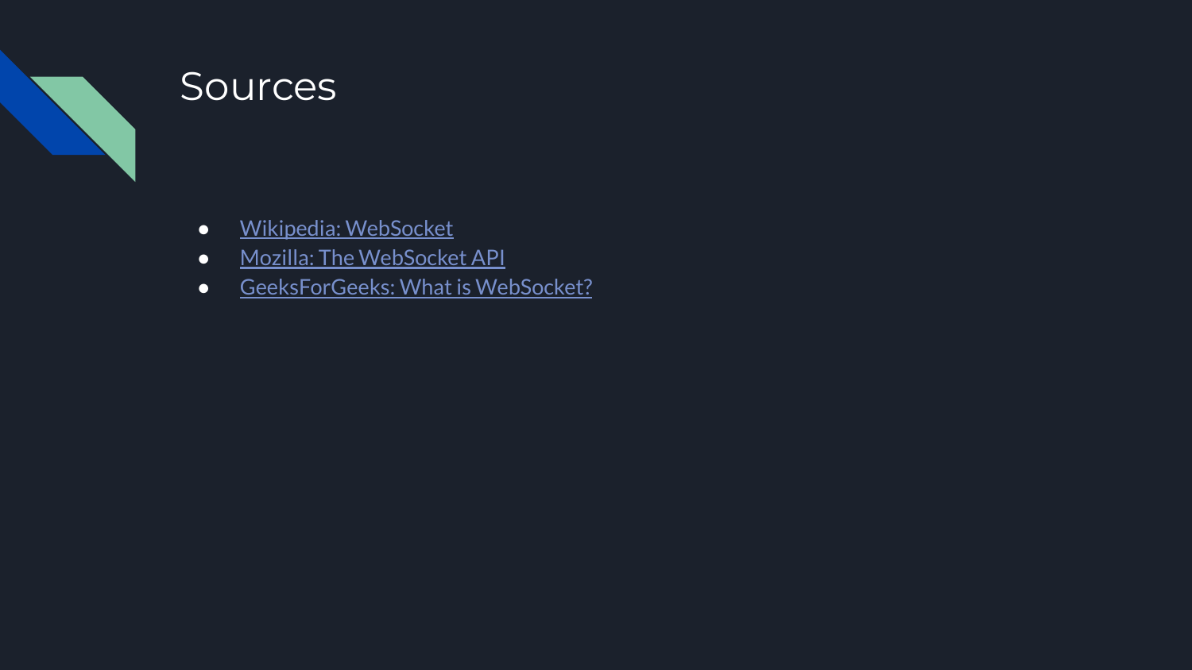# Sources

- Wikipedia: WebSocket
- Mozilla: The WebSocket API
- GeeksForGeeks: What is WebSocket?